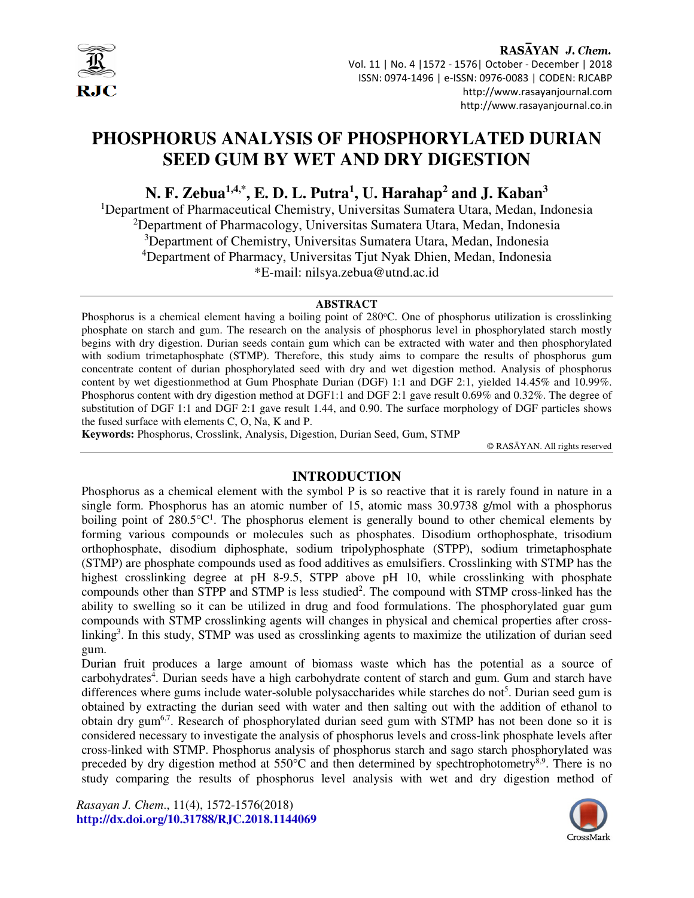# PHOSPHORUS ANALYSIS OF PHOSPHORYLATED DURIAN SEED GUM BY WET AND DRY DIGESTION

**N. F. Zebua[1,4,*], E. D. L. Putra[1], U. Harahap[2] and J. Kaban[3]**

[1]Department of Pharmaceutical Chemistry, Universitas Sumatera Utara, Medan, Indonesia
[2]Department of Pharmacology, Universitas Sumatera Utara, Medan, Indonesia
[3]Department of Chemistry, Universitas Sumatera Utara, Medan, Indonesia
[4]Department of Pharmacy, Universitas Tjut Nyak Dhien, Medan, Indonesia
*E-mail: nilsya.zebua@utnd.ac.id

## ABSTRACT

Phosphorus is a chemical element having a boiling point of 280°C. One of phosphorus utilization is crosslinking phosphate on starch and gum. The research on the analysis of phosphorus level in phosphorylated starch mostly begins with dry digestion. Durian seeds contain gum which can be extracted with water and then phosphorylated with sodium trimetaphosphate (STMP). Therefore, this study aims to compare the results of phosphorus gum concentrate content of durian phosphorylated seed with dry and wet digestion method. Analysis of phosphorus content by wet digestionmethod at Gum Phosphate Durian (DGF) 1:1 and DGF 2:1, yielded 14.45% and 10.99%. Phosphorus content with dry digestion method at DGF1:1 and DGF 2:1 gave result 0.69% and 0.32%. The degree of substitution of DGF 1:1 and DGF 2:1 gave result 1.44, and 0.90. The surface morphology of DGF particles shows the fused surface with elements C, O, Na, K and P.

**Keywords:** Phosphorus, Crosslink, Analysis, Digestion, Durian Seed, Gum, STMP

© RASĀYAN. All rights reserved

## INTRODUCTION

Phosphorus as a chemical element with the symbol P is so reactive that it is rarely found in nature in a single form. Phosphorus has an atomic number of 15, atomic mass 30.9738 g/mol with a phosphorus boiling point of 280.5°C[1]. The phosphorus element is generally bound to other chemical elements by forming various compounds or molecules such as phosphates. Disodium orthophosphate, trisodium orthophosphate, disodium diphosphate, sodium tripolyphosphate (STPP), sodium trimetaphosphate (STMP) are phosphate compounds used as food additives as emulsifiers. Crosslinking with STMP has the highest crosslinking degree at pH 8-9.5, STPP above pH 10, while crosslinking with phosphate compounds other than STPP and STMP is less studied[2]. The compound with STMP cross-linked has the ability to swelling so it can be utilized in drug and food formulations. The phosphorylated guar gum compounds with STMP crosslinking agents will changes in physical and chemical properties after cross-linking[3]. In this study, STMP was used as crosslinking agents to maximize the utilization of durian seed gum.

Durian fruit produces a large amount of biomass waste which has the potential as a source of carbohydrates[4]. Durian seeds have a high carbohydrate content of starch and gum. Gum and starch have differences where gums include water-soluble polysaccharides while starches do not[5]. Durian seed gum is obtained by extracting the durian seed with water and then salting out with the addition of ethanol to obtain dry gum[6,7]. Research of phosphorylated durian seed gum with STMP has not been done so it is considered necessary to investigate the analysis of phosphorus levels and cross-link phosphate levels after cross-linked with STMP. Phosphorus analysis of phosphorus starch and sago starch phosphorylated was preceded by dry digestion method at 550°C and then determined by spechtrophotometry[8,9]. There is no study comparing the results of phosphorus level analysis with wet and dry digestion method of

*Rasayan J. Chem.*, 11(4), 1572-1576(2018)
**http://dx.doi.org/10.31788/RJC.2018.1144069**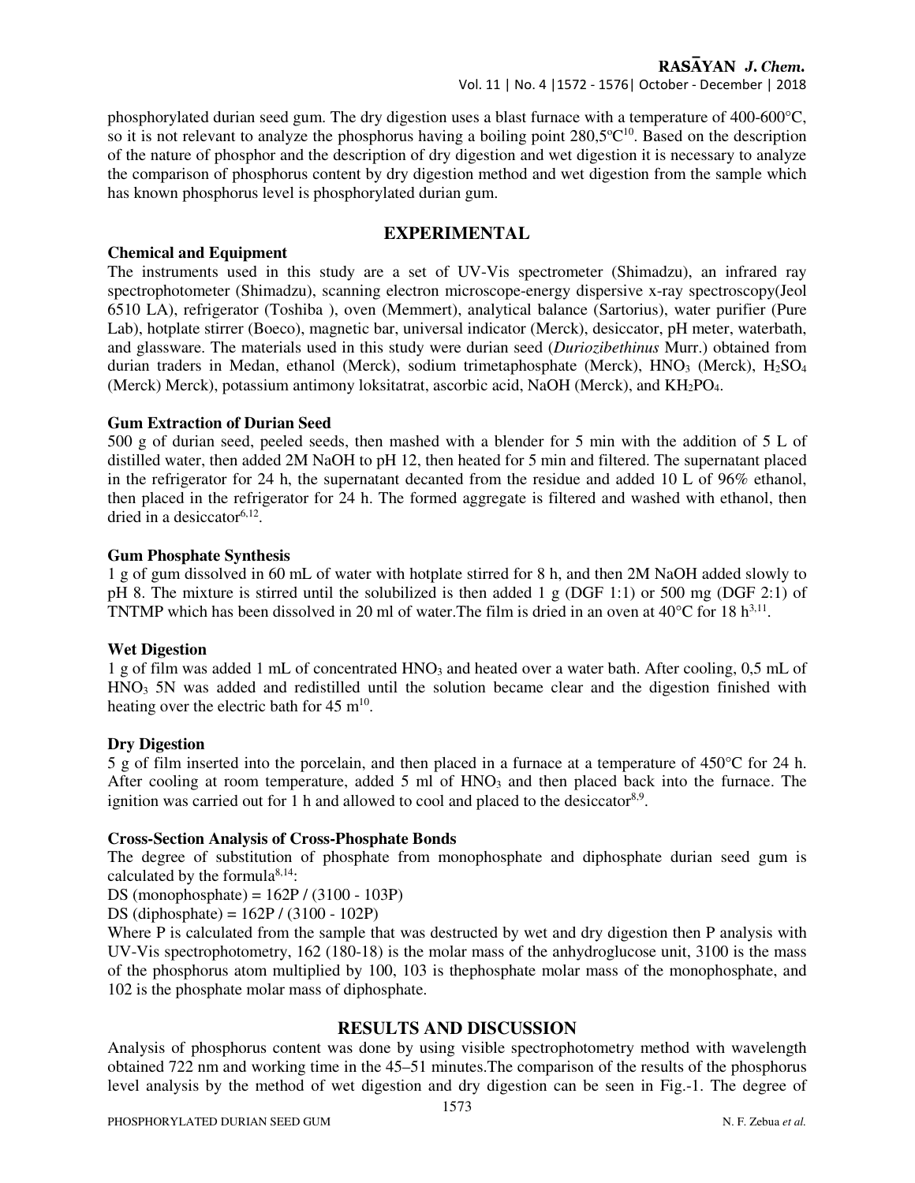phosphorylated durian seed gum. The dry digestion uses a blast furnace with a temperature of 400-600°C, so it is not relevant to analyze the phosphorus having a boiling point 280,5ºC[10]. Based on the description of the nature of phosphor and the description of dry digestion and wet digestion it is necessary to analyze the comparison of phosphorus content by dry digestion method and wet digestion from the sample which has known phosphorus level is phosphorylated durian gum.

## EXPERIMENTAL

### Chemical and Equipment

The instruments used in this study are a set of UV-Vis spectrometer (Shimadzu), an infrared ray spectrophotometer (Shimadzu), scanning electron microscope-energy dispersive x-ray spectroscopy(Jeol 6510 LA), refrigerator (Toshiba ), oven (Memmert), analytical balance (Sartorius), water purifier (Pure Lab), hotplate stirrer (Boeco), magnetic bar, universal indicator (Merck), desiccator, pH meter, waterbath, and glassware. The materials used in this study were durian seed (*Duriozibethinus* Murr.) obtained from durian traders in Medan, ethanol (Merck), sodium trimetaphosphate (Merck), $HNO_3$ (Merck), $H_2SO_4$ (Merck) Merck), potassium antimony loksitatrat, ascorbic acid, NaOH (Merck), and $KH_2PO_4$.

### Gum Extraction of Durian Seed

500 g of durian seed, peeled seeds, then mashed with a blender for 5 min with the addition of 5 L of distilled water, then added 2M NaOH to pH 12, then heated for 5 min and filtered. The supernatant placed in the refrigerator for 24 h, the supernatant decanted from the residue and added 10 L of 96% ethanol, then placed in the refrigerator for 24 h. The formed aggregate is filtered and washed with ethanol, then dried in a desiccator[6,12].

### Gum Phosphate Synthesis

1 g of gum dissolved in 60 mL of water with hotplate stirred for 8 h, and then 2M NaOH added slowly to pH 8. The mixture is stirred until the solubilized is then added 1 g (DGF 1:1) or 500 mg (DGF 2:1) of TNTMP which has been dissolved in 20 ml of water.The film is dried in an oven at 40°C for 18 h[3,11].

### Wet Digestion

1 g of film was added 1 mL of concentrated $HNO_3$ and heated over a water bath. After cooling, 0,5 mL of $HNO_3$ 5N was added and redistilled until the solution became clear and the digestion finished with heating over the electric bath for 45 m[10].

### Dry Digestion

5 g of film inserted into the porcelain, and then placed in a furnace at a temperature of 450°C for 24 h. After cooling at room temperature, added 5 ml of $HNO_3$ and then placed back into the furnace. The ignition was carried out for 1 h and allowed to cool and placed to the desiccator[8,9].

### Cross-Section Analysis of Cross-Phosphate Bonds

The degree of substitution of phosphate from monophosphate and diphosphate durian seed gum is calculated by the formula[8,14]:

$$DS\ (monophosphate) = 162P / (3100 - 103P)$$

$$DS\ (diphosphate) = 162P / (3100 - 102P)$$

Where P is calculated from the sample that was destructed by wet and dry digestion then P analysis with UV-Vis spectrophotometry, 162 (180-18) is the molar mass of the anhydroglucose unit, 3100 is the mass of the phosphorus atom multiplied by 100, 103 is thephosphate molar mass of the monophosphate, and 102 is the phosphate molar mass of diphosphate.

## RESULTS AND DISCUSSION

Analysis of phosphorus content was done by using visible spectrophotometry method with wavelength obtained 722 nm and working time in the 45–51 minutes.The comparison of the results of the phosphorus level analysis by the method of wet digestion and dry digestion can be seen in Fig.-1. The degree of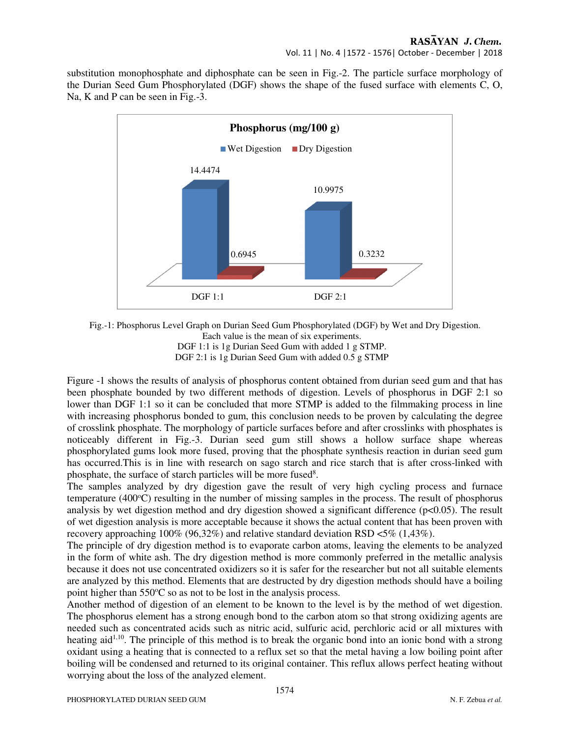substitution monophosphate and diphosphate can be seen in Fig.-2. The particle surface morphology of the Durian Seed Gum Phosphorylated (DGF) shows the shape of the fused surface with elements C, O, Na, K and P can be seen in Fig.-3.

Fig.-1: Phosphorus Level Graph on Durian Seed Gum Phosphorylated (DGF) by Wet and Dry Digestion. Each value is the mean of six experiments.
DGF 1:1 is 1g Durian Seed Gum with added 1 g STMP.
DGF 2:1 is 1g Durian Seed Gum with added 0.5 g STMP

Figure -1 shows the results of analysis of phosphorus content obtained from durian seed gum and that has been phosphate bounded by two different methods of digestion. Levels of phosphorus in DGF 2:1 so lower than DGF 1:1 so it can be concluded that more STMP is added to the filmmaking process in line with increasing phosphorus bonded to gum, this conclusion needs to be proven by calculating the degree of crosslink phosphate. The morphology of particle surfaces before and after crosslinks with phosphates is noticeably different in Fig.-3. Durian seed gum still shows a hollow surface shape whereas phosphorylated gums look more fused, proving that the phosphate synthesis reaction in durian seed gum has occurred.This is in line with research on sago starch and rice starch that is after cross-linked with phosphate, the surface of starch particles will be more fused[8].

The samples analyzed by dry digestion gave the result of very high cycling process and furnace temperature (400°C) resulting in the number of missing samples in the process. The result of phosphorus analysis by wet digestion method and dry digestion showed a significant difference ($p<0.05$). The result of wet digestion analysis is more acceptable because it shows the actual content that has been proven with recovery approaching 100% (96,32%) and relative standard deviation RSD <5% (1,43%).

The principle of dry digestion method is to evaporate carbon atoms, leaving the elements to be analyzed in the form of white ash. The dry digestion method is more commonly preferred in the metallic analysis because it does not use concentrated oxidizers so it is safer for the researcher but not all suitable elements are analyzed by this method. Elements that are destructed by dry digestion methods should have a boiling point higher than 550°C so as not to be lost in the analysis process.

Another method of digestion of an element to be known to the level is by the method of wet digestion. The phosphorus element has a strong enough bond to the carbon atom so that strong oxidizing agents are needed such as concentrated acids such as nitric acid, sulfuric acid, perchloric acid or all mixtures with heating aid[1,10]. The principle of this method is to break the organic bond into an ionic bond with a strong oxidant using a heating that is connected to a reflux set so that the metal having a low boiling point after boiling will be condensed and returned to its original container. This reflux allows perfect heating without worrying about the loss of the analyzed element.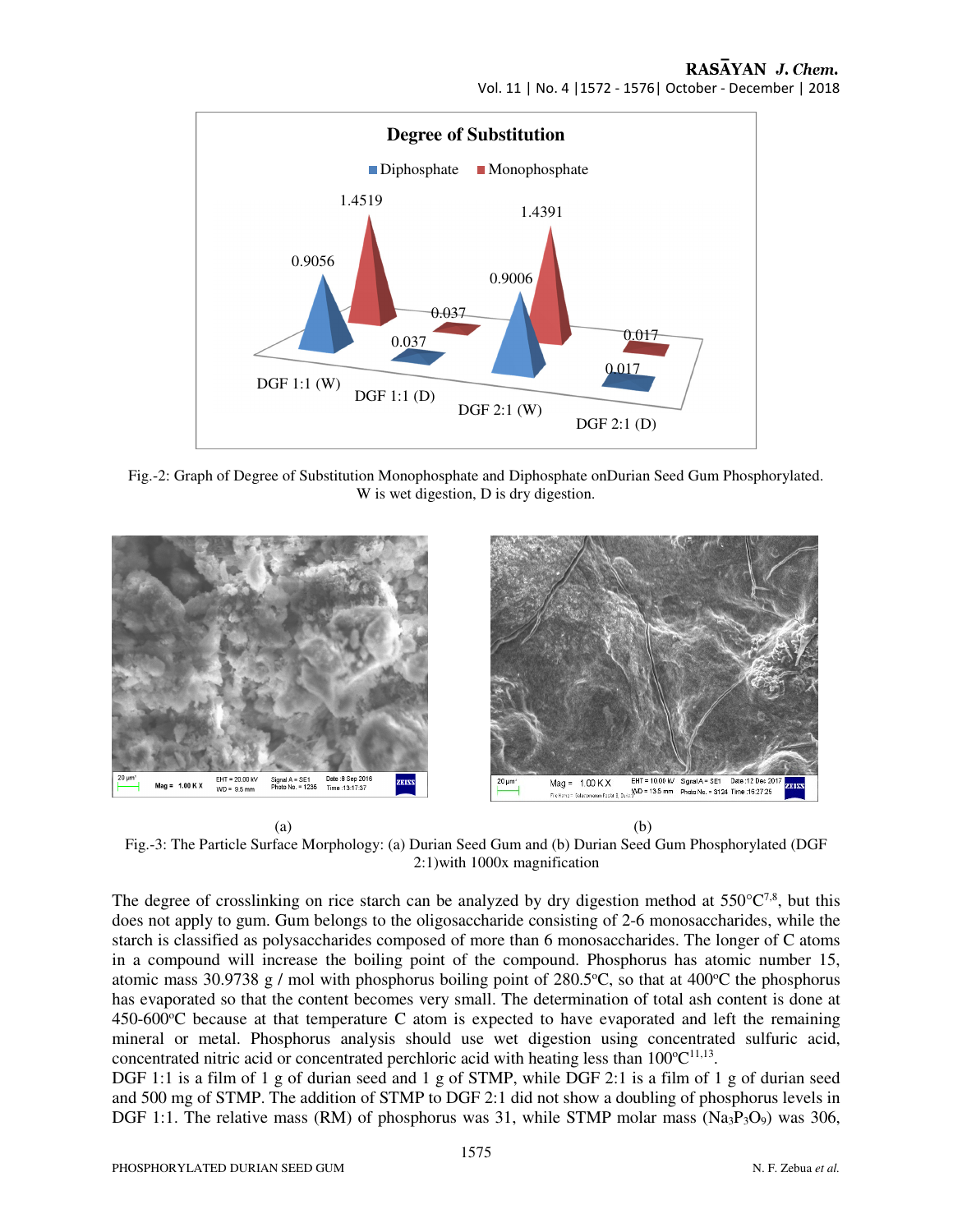Fig.-2: Graph of Degree of Substitution Monophosphate and Diphosphate onDurian Seed Gum Phosphorylated. W is wet digestion, D is dry digestion.

(a) (b)

Fig.-3: The Particle Surface Morphology: (a) Durian Seed Gum and (b) Durian Seed Gum Phosphorylated (DGF 2:1)with 1000x magnification

The degree of crosslinking on rice starch can be analyzed by dry digestion method at 550°C[7,8], but this does not apply to gum. Gum belongs to the oligosaccharide consisting of 2-6 monosaccharides, while the starch is classified as polysaccharides composed of more than 6 monosaccharides. The longer of C atoms in a compound will increase the boiling point of the compound. Phosphorus has atomic number 15, atomic mass 30.9738 g / mol with phosphorus boiling point of 280.5°C, so that at 400°C the phosphorus has evaporated so that the content becomes very small. The determination of total ash content is done at 450-600°C because at that temperature C atom is expected to have evaporated and left the remaining mineral or metal. Phosphorus analysis should use wet digestion using concentrated sulfuric acid, concentrated nitric acid or concentrated perchloric acid with heating less than 100°C[11,13].

DGF 1:1 is a film of 1 g of durian seed and 1 g of STMP, while DGF 2:1 is a film of 1 g of durian seed and 500 mg of STMP. The addition of STMP to DGF 2:1 did not show a doubling of phosphorus levels in DGF 1:1. The relative mass (RM) of phosphorus was 31, while STMP molar mass ($Na_3P_3O_9$) was 306,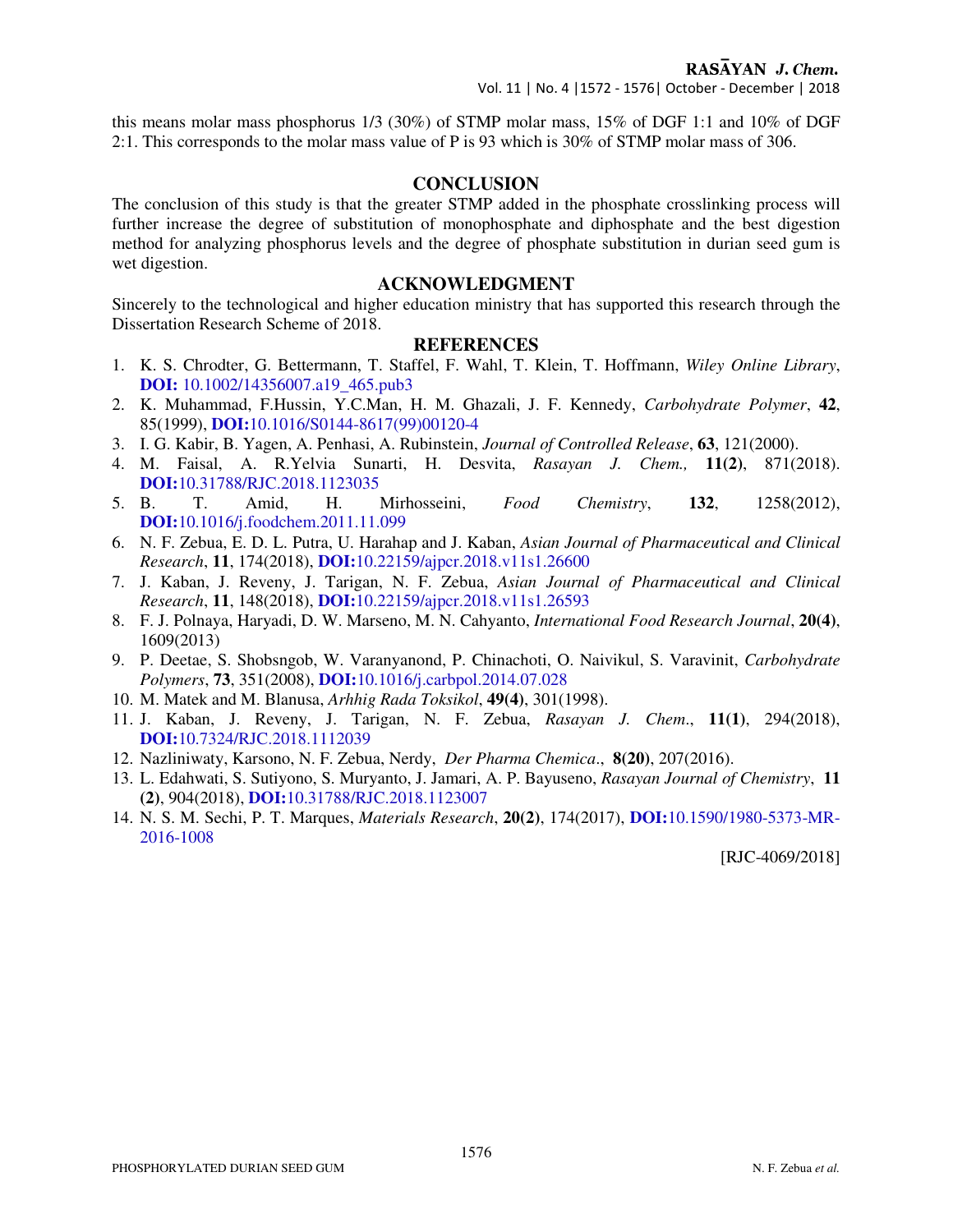this means molar mass phosphorus 1/3 (30%) of STMP molar mass, 15% of DGF 1:1 and 10% of DGF 2:1. This corresponds to the molar mass value of P is 93 which is 30% of STMP molar mass of 306.

## CONCLUSION

The conclusion of this study is that the greater STMP added in the phosphate crosslinking process will further increase the degree of substitution of monophosphate and diphosphate and the best digestion method for analyzing phosphorus levels and the degree of phosphate substitution in durian seed gum is wet digestion.

## ACKNOWLEDGMENT

Sincerely to the technological and higher education ministry that has supported this research through the Dissertation Research Scheme of 2018.

## REFERENCES

1. K. S. Chrodter, G. Bettermann, T. Staffel, F. Wahl, T. Klein, T. Hoffmann, *Wiley Online Library*, **DOI:** 10.1002/14356007.a19_465.pub3
2. K. Muhammad, F.Hussin, Y.C.Man, H. M. Ghazali, J. F. Kennedy, *Carbohydrate Polymer*, **42**, 85(1999), **DOI:**10.1016/S0144-8617(99)00120-4
3. I. G. Kabir, B. Yagen, A. Penhasi, A. Rubinstein, *Journal of Controlled Release*, **63**, 121(2000).
4. M. Faisal, A. R.Yelvia Sunarti, H. Desvita, *Rasayan J. Chem.,* **11(2)**, 871(2018). **DOI:**10.31788/RJC.2018.1123035
5. B. T. Amid, H. Mirhosseini, *Food Chemistry*, **132**, 1258(2012), **DOI:**10.1016/j.foodchem.2011.11.099
6. N. F. Zebua, E. D. L. Putra, U. Harahap and J. Kaban, *Asian Journal of Pharmaceutical and Clinical Research*, **11**, 174(2018), **DOI:**10.22159/ajpcr.2018.v11s1.26600
7. J. Kaban, J. Reveny, J. Tarigan, N. F. Zebua, *Asian Journal of Pharmaceutical and Clinical Research*, **11**, 148(2018), **DOI:**10.22159/ajpcr.2018.v11s1.26593
8. F. J. Polnaya, Haryadi, D. W. Marseno, M. N. Cahyanto, *International Food Research Journal*, **20(4)**, 1609(2013)
9. P. Deetae, S. Shobsngob, W. Varanyanond, P. Chinachoti, O. Naivikul, S. Varavinit, *Carbohydrate Polymers*, **73**, 351(2008), **DOI:**10.1016/j.carbpol.2014.07.028
10. M. Matek and M. Blanusa, *Arhhig Rada Toksikol*, **49(4)**, 301(1998).
11. J. Kaban, J. Reveny, J. Tarigan, N. F. Zebua, *Rasayan J. Chem*., **11(1)**, 294(2018), **DOI:**10.7324/RJC.2018.1112039
12. Nazliniwaty, Karsono, N. F. Zebua, Nerdy, *Der Pharma Chemica*., **8(20)**, 207(2016).
13. L. Edahwati, S. Sutiyono, S. Muryanto, J. Jamari, A. P. Bayuseno, *Rasayan Journal of Chemistry*, **11 (2)**, 904(2018), **DOI:**10.31788/RJC.2018.1123007
14. N. S. M. Sechi, P. T. Marques, *Materials Research*, **20(2)**, 174(2017), **DOI:**10.1590/1980-5373-MR-2016-1008

[RJC-4069/2018]